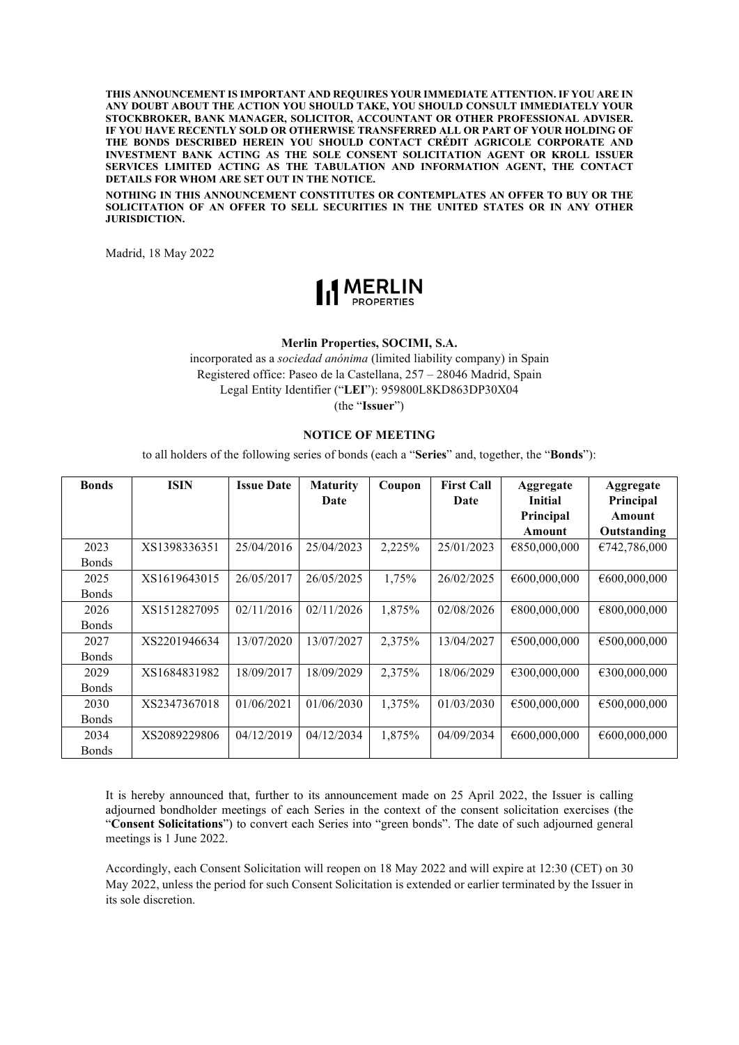**THIS ANNOUNCEMENT IS IMPORTANT AND REQUIRES YOUR IMMEDIATE ATTENTION. IF YOU ARE IN ANY DOUBT ABOUT THE ACTION YOU SHOULD TAKE, YOU SHOULD CONSULT IMMEDIATELY YOUR STOCKBROKER, BANK MANAGER, SOLICITOR, ACCOUNTANT OR OTHER PROFESSIONAL ADVISER. IF YOU HAVE RECENTLY SOLD OR OTHERWISE TRANSFERRED ALL OR PART OF YOUR HOLDING OF THE BONDS DESCRIBED HEREIN YOU SHOULD CONTACT CRÉDIT AGRICOLE CORPORATE AND INVESTMENT BANK ACTING AS THE SOLE CONSENT SOLICITATION AGENT OR KROLL ISSUER SERVICES LIMITED ACTING AS THE TABULATION AND INFORMATION AGENT, THE CONTACT DETAILS FOR WHOM ARE SET OUT IN THE NOTICE.**

**NOTHING IN THIS ANNOUNCEMENT CONSTITUTES OR CONTEMPLATES AN OFFER TO BUY OR THE SOLICITATION OF AN OFFER TO SELL SECURITIES IN THE UNITED STATES OR IN ANY OTHER JURISDICTION.**

Madrid, 18 May 2022

MERLIN PROPERTIES

**Merlin Properties, SOCIMI, S.A.**

incorporated as a *sociedad anónima* (limited liability company) in Spain
Registered office: Paseo de la Castellana, 257 – 28046 Madrid, Spain
Legal Entity Identifier ("**LEI**"): 959800L8KD863DP30X04
(the "**Issuer**")

**NOTICE OF MEETING**

to all holders of the following series of bonds (each a "**Series**" and, together, the "**Bonds**"):

| Bonds | ISIN | Issue Date | Maturity Date | Coupon | First Call Date | Aggregate Initial Principal Amount | Aggregate Principal Amount Outstanding |
|---|---|---|---|---|---|---|---|
| 2023 Bonds | XS1398336351 | 25/04/2016 | 25/04/2023 | 2,225% | 25/01/2023 | €850,000,000 | €742,786,000 |
| 2025 Bonds | XS1619643015 | 26/05/2017 | 26/05/2025 | 1,75% | 26/02/2025 | €600,000,000 | €600,000,000 |
| 2026 Bonds | XS1512827095 | 02/11/2016 | 02/11/2026 | 1,875% | 02/08/2026 | €800,000,000 | €800,000,000 |
| 2027 Bonds | XS2201946634 | 13/07/2020 | 13/07/2027 | 2,375% | 13/04/2027 | €500,000,000 | €500,000,000 |
| 2029 Bonds | XS1684831982 | 18/09/2017 | 18/09/2029 | 2,375% | 18/06/2029 | €300,000,000 | €300,000,000 |
| 2030 Bonds | XS2347367018 | 01/06/2021 | 01/06/2030 | 1,375% | 01/03/2030 | €500,000,000 | €500,000,000 |
| 2034 Bonds | XS2089229806 | 04/12/2019 | 04/12/2034 | 1,875% | 04/09/2034 | €600,000,000 | €600,000,000 |

It is hereby announced that, further to its announcement made on 25 April 2022, the Issuer is calling adjourned bondholder meetings of each Series in the context of the consent solicitation exercises (the "**Consent Solicitations**") to convert each Series into "green bonds". The date of such adjourned general meetings is 1 June 2022.

Accordingly, each Consent Solicitation will reopen on 18 May 2022 and will expire at 12:30 (CET) on 30 May 2022, unless the period for such Consent Solicitation is extended or earlier terminated by the Issuer in its sole discretion.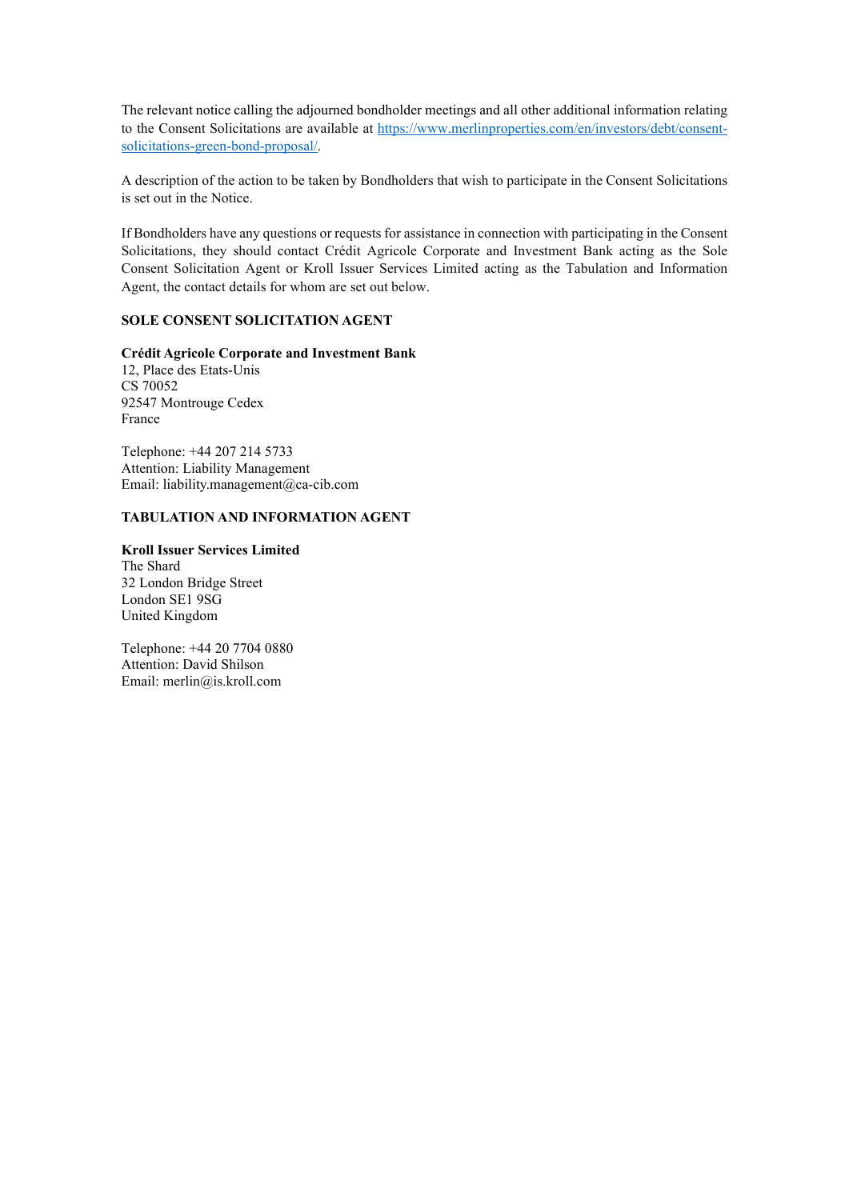The relevant notice calling the adjourned bondholder meetings and all other additional information relating to the Consent Solicitations are available at https://www.merlinproperties.com/en/investors/debt/consent-solicitations-green-bond-proposal/.

A description of the action to be taken by Bondholders that wish to participate in the Consent Solicitations is set out in the Notice.

If Bondholders have any questions or requests for assistance in connection with participating in the Consent Solicitations, they should contact Crédit Agricole Corporate and Investment Bank acting as the Sole Consent Solicitation Agent or Kroll Issuer Services Limited acting as the Tabulation and Information Agent, the contact details for whom are set out below.

**SOLE CONSENT SOLICITATION AGENT**

**Crédit Agricole Corporate and Investment Bank**
12, Place des Etats-Unis
CS 70052
92547 Montrouge Cedex
France

Telephone: +44 207 214 5733
Attention: Liability Management
Email: liability.management@ca-cib.com

**TABULATION AND INFORMATION AGENT**

**Kroll Issuer Services Limited**
The Shard
32 London Bridge Street
London SE1 9SG
United Kingdom

Telephone: +44 20 7704 0880
Attention: David Shilson
Email: merlin@is.kroll.com